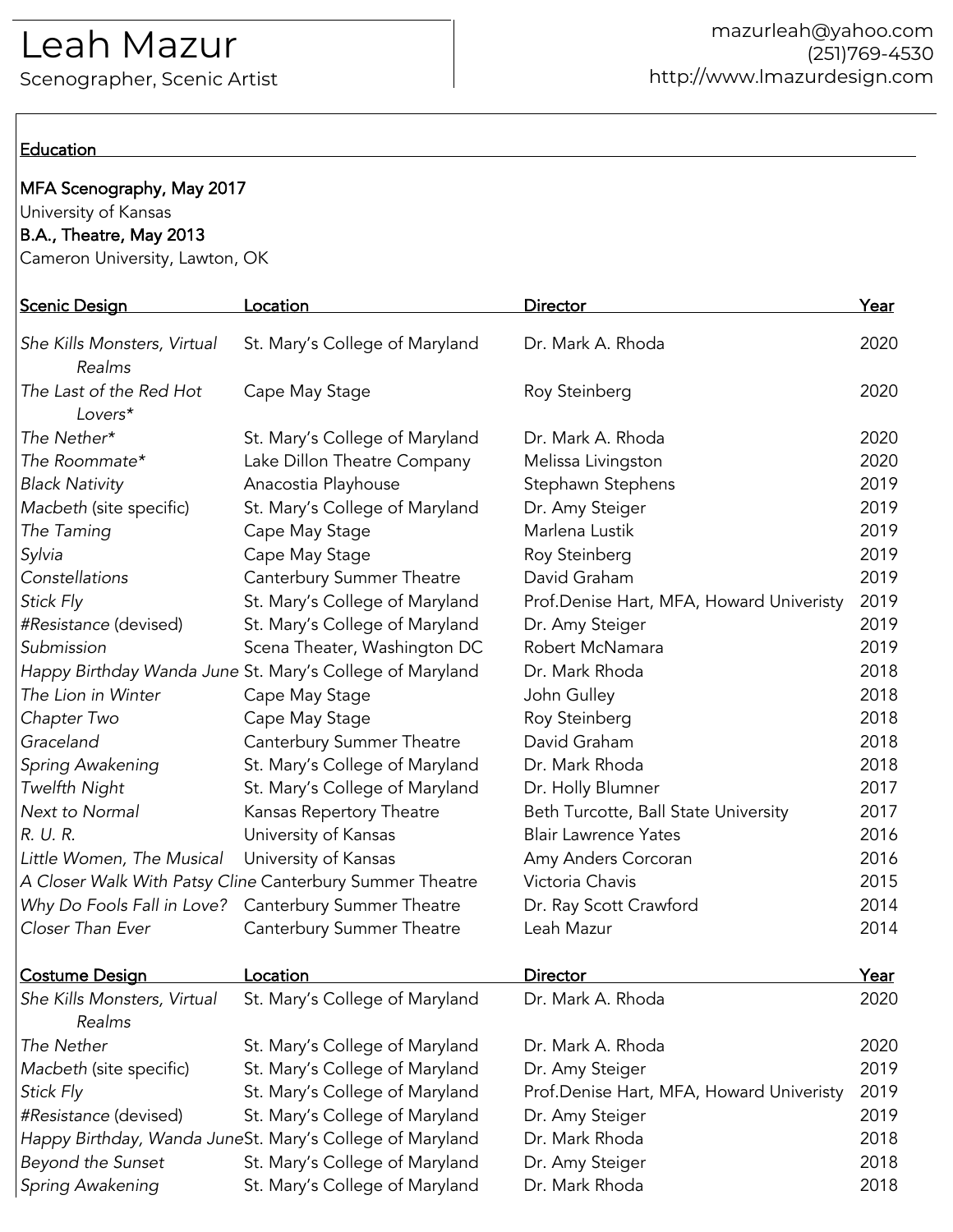# Leah Mazur

Scenographer, Scenic Artist

mazurleah@yahoo.com
(251)769-4530
http://www.lmazurdesign.com

## Education

**MFA Scenography, May 2017**
University of Kansas
**B.A., Theatre, May 2013**
Cameron University, Lawton, OK

## Scenic Design

| Scenic Design | Location | Director | Year |
|---|---|---|---|
| *She Kills Monsters, Virtual Realms* | St. Mary's College of Maryland | Dr. Mark A. Rhoda | 2020 |
| *The Last of the Red Hot Lovers** | Cape May Stage | Roy Steinberg | 2020 |
| *The Nether** | St. Mary's College of Maryland | Dr. Mark A. Rhoda | 2020 |
| *The Roommate** | Lake Dillon Theatre Company | Melissa Livingston | 2020 |
| *Black Nativity* | Anacostia Playhouse | Stephawn Stephens | 2019 |
| *Macbeth* (site specific) | St. Mary's College of Maryland | Dr. Amy Steiger | 2019 |
| *The Taming* | Cape May Stage | Marlena Lustik | 2019 |
| *Sylvia* | Cape May Stage | Roy Steinberg | 2019 |
| *Constellations* | Canterbury Summer Theatre | David Graham | 2019 |
| *Stick Fly* | St. Mary's College of Maryland | Prof.Denise Hart, MFA, Howard Univeristy | 2019 |
| *#Resistance* (devised) | St. Mary's College of Maryland | Dr. Amy Steiger | 2019 |
| *Submission* | Scena Theater, Washington DC | Robert McNamara | 2019 |
| *Happy Birthday Wanda June* | St. Mary's College of Maryland | Dr. Mark Rhoda | 2018 |
| *The Lion in Winter* | Cape May Stage | John Gulley | 2018 |
| *Chapter Two* | Cape May Stage | Roy Steinberg | 2018 |
| *Graceland* | Canterbury Summer Theatre | David Graham | 2018 |
| *Spring Awakening* | St. Mary's College of Maryland | Dr. Mark Rhoda | 2018 |
| *Twelfth Night* | St. Mary's College of Maryland | Dr. Holly Blumner | 2017 |
| *Next to Normal* | Kansas Repertory Theatre | Beth Turcotte, Ball State University | 2017 |
| *R. U. R.* | University of Kansas | Blair Lawrence Yates | 2016 |
| *Little Women, The Musical* | University of Kansas | Amy Anders Corcoran | 2016 |
| *A Closer Walk With Patsy Cline* | Canterbury Summer Theatre | Victoria Chavis | 2015 |
| *Why Do Fools Fall in Love?* | Canterbury Summer Theatre | Dr. Ray Scott Crawford | 2014 |
| *Closer Than Ever* | Canterbury Summer Theatre | Leah Mazur | 2014 |

## Costume Design

| Costume Design | Location | Director | Year |
|---|---|---|---|
| *She Kills Monsters, Virtual Realms* | St. Mary's College of Maryland | Dr. Mark A. Rhoda | 2020 |
| *The Nether* | St. Mary's College of Maryland | Dr. Mark A. Rhoda | 2020 |
| *Macbeth* (site specific) | St. Mary's College of Maryland | Dr. Amy Steiger | 2019 |
| *Stick Fly* | St. Mary's College of Maryland | Prof.Denise Hart, MFA, Howard Univeristy | 2019 |
| *#Resistance* (devised) | St. Mary's College of Maryland | Dr. Amy Steiger | 2019 |
| *Happy Birthday, Wanda June* | St. Mary's College of Maryland | Dr. Mark Rhoda | 2018 |
| *Beyond the Sunset* | St. Mary's College of Maryland | Dr. Amy Steiger | 2018 |
| *Spring Awakening* | St. Mary's College of Maryland | Dr. Mark Rhoda | 2018 |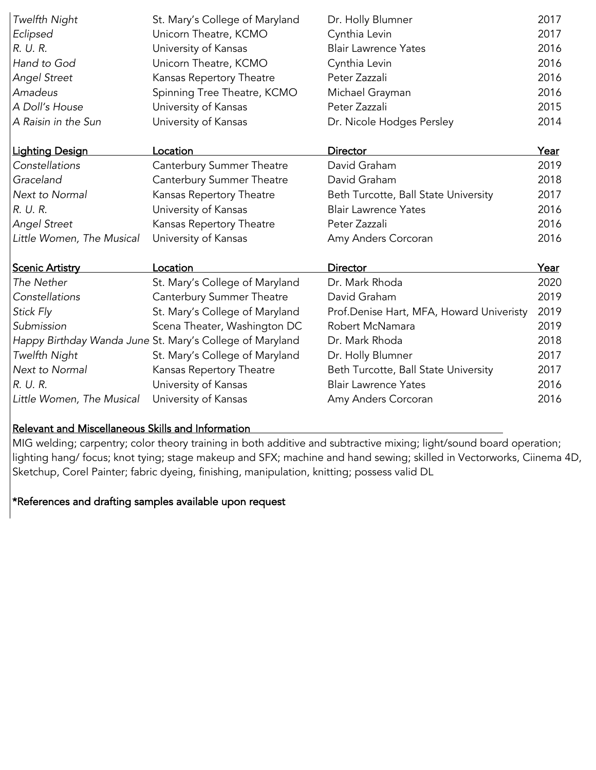| | | | |
|---|---|---|---|
| *Twelfth Night* | St. Mary's College of Maryland | Dr. Holly Blumner | 2017 |
| *Eclipsed* | Unicorn Theatre, KCMO | Cynthia Levin | 2017 |
| *R. U. R.* | University of Kansas | Blair Lawrence Yates | 2016 |
| *Hand to God* | Unicorn Theatre, KCMO | Cynthia Levin | 2016 |
| *Angel Street* | Kansas Repertory Theatre | Peter Zazzali | 2016 |
| *Amadeus* | Spinning Tree Theatre, KCMO | Michael Grayman | 2016 |
| *A Doll's House* | University of Kansas | Peter Zazzali | 2015 |
| *A Raisin in the Sun* | University of Kansas | Dr. Nicole Hodges Persley | 2014 |

| Lighting Design | Location | Director | Year |
|---|---|---|---|
| *Constellations* | Canterbury Summer Theatre | David Graham | 2019 |
| *Graceland* | Canterbury Summer Theatre | David Graham | 2018 |
| *Next to Normal* | Kansas Repertory Theatre | Beth Turcotte, Ball State University | 2017 |
| *R. U. R.* | University of Kansas | Blair Lawrence Yates | 2016 |
| *Angel Street* | Kansas Repertory Theatre | Peter Zazzali | 2016 |
| *Little Women, The Musical* | University of Kansas | Amy Anders Corcoran | 2016 |

| Scenic Artistry | Location | Director | Year |
|---|---|---|---|
| *The Nether* | St. Mary's College of Maryland | Dr. Mark Rhoda | 2020 |
| *Constellations* | Canterbury Summer Theatre | David Graham | 2019 |
| *Stick Fly* | St. Mary's College of Maryland | Prof.Denise Hart, MFA, Howard Univeristy | 2019 |
| *Submission* | Scena Theater, Washington DC | Robert McNamara | 2019 |
| *Happy Birthday Wanda June* | St. Mary's College of Maryland | Dr. Mark Rhoda | 2018 |
| *Twelfth Night* | St. Mary's College of Maryland | Dr. Holly Blumner | 2017 |
| *Next to Normal* | Kansas Repertory Theatre | Beth Turcotte, Ball State University | 2017 |
| *R. U. R.* | University of Kansas | Blair Lawrence Yates | 2016 |
| *Little Women, The Musical* | University of Kansas | Amy Anders Corcoran | 2016 |

## Relevant and Miscellaneous Skills and Information

MIG welding; carpentry; color theory training in both additive and subtractive mixing; light/sound board operation; lighting hang/ focus; knot tying; stage makeup and SFX; machine and hand sewing; skilled in Vectorworks, Ciinema 4D, Sketchup, Corel Painter; fabric dyeing, finishing, manipulation, knitting; possess valid DL

*References and drafting samples available upon request